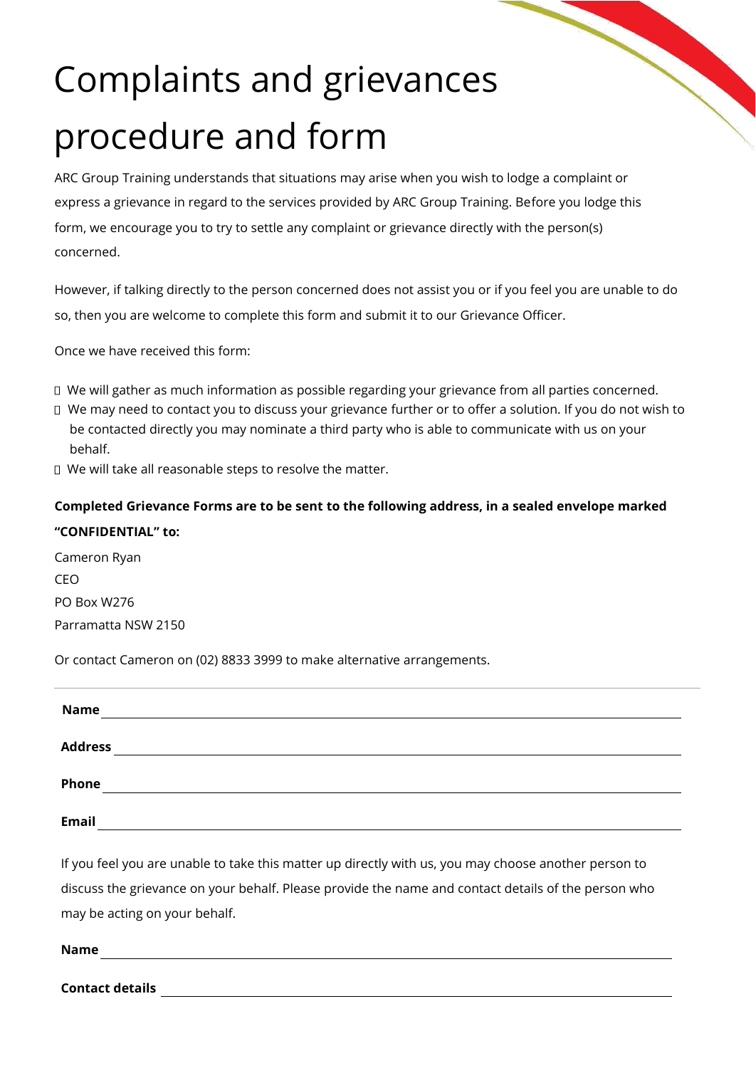# Complaints and grievances procedure and form

ARC Group Training understands that situations may arise when you wish to lodge a complaint or express a grievance in regard to the services provided by ARC Group Training. Before you lodge this form, we encourage you to try to settle any complaint or grievance directly with the person(s) concerned.

However, if talking directly to the person concerned does not assist you or if you feel you are unable to do so, then you are welcome to complete this form and submit it to our Grievance Officer.

Once we have received this form:

- We will gather as much information as possible regarding your grievance from all parties concerned.
- We may need to contact you to discuss your grievance further or to offer a solution. If you do not wish to be contacted directly you may nominate a third party who is able to communicate with us on your behalf.
- We will take all reasonable steps to resolve the matter.

**Completed Grievance Forms are to be sent to the following address, in a sealed envelope marked "CONFIDENTIAL" to:**

Cameron Ryan
CEO
PO Box W276
Parramatta NSW 2150

Or contact Cameron on (02) 8833 3999 to make alternative arrangements.

---

**Name** ______________________________

**Address** ______________________________

**Phone** ______________________________

**Email** ______________________________

If you feel you are unable to take this matter up directly with us, you may choose another person to discuss the grievance on your behalf. Please provide the name and contact details of the person who may be acting on your behalf.

**Name** ______________________________

**Contact details** ______________________________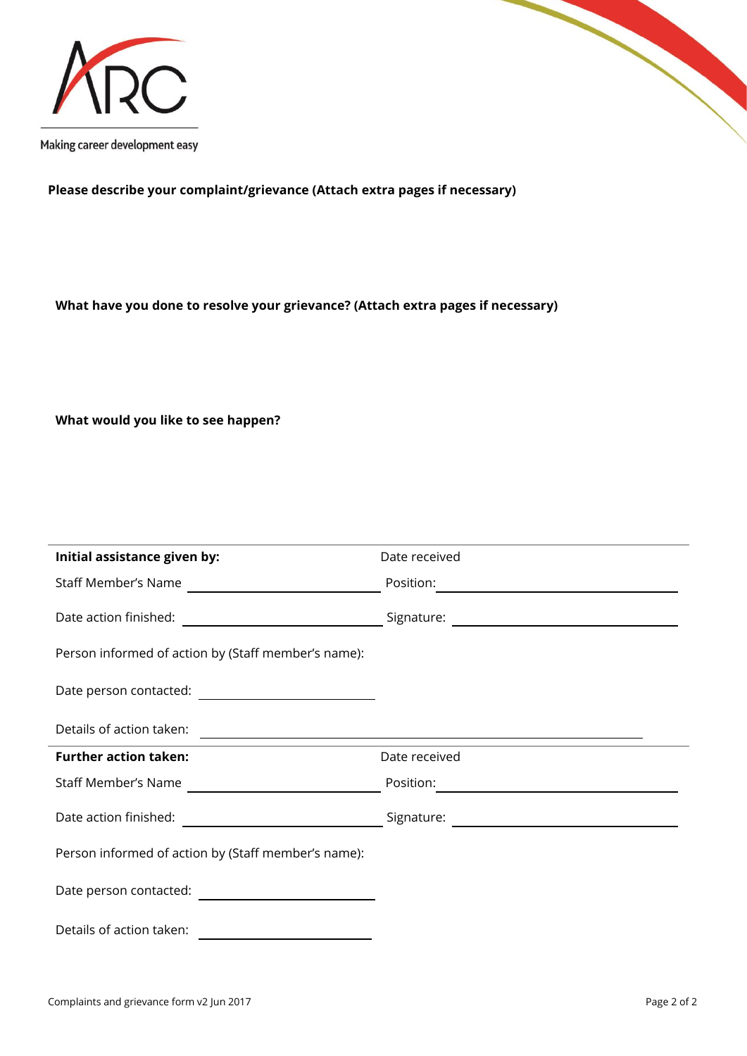**Please describe your complaint/grievance (Attach extra pages if necessary)**

**What have you done to resolve your grievance? (Attach extra pages if necessary)**

**What would you like to see happen?**

**Initial assistance given by:** Date received

Staff Member's Name \_\_\_\_\_\_\_\_\_\_\_\_\_\_\_\_\_\_\_\_ Position: \_\_\_\_\_\_\_\_\_\_\_\_\_\_\_\_\_\_\_\_

Date action finished: \_\_\_\_\_\_\_\_\_\_\_\_\_\_\_\_\_\_\_\_ Signature: \_\_\_\_\_\_\_\_\_\_\_\_\_\_\_\_\_\_\_\_

Person informed of action by (Staff member's name):

Date person contacted: \_\_\_\_\_\_\_\_\_\_\_\_\_\_\_\_\_\_\_\_

Details of action taken: \_\_\_\_\_\_\_\_\_\_\_\_\_\_\_\_\_\_\_\_\_\_\_\_\_\_\_\_\_\_\_\_\_\_\_\_\_\_\_\_

**Further action taken:** Date received

Staff Member's Name \_\_\_\_\_\_\_\_\_\_\_\_\_\_\_\_\_\_\_\_ Position: \_\_\_\_\_\_\_\_\_\_\_\_\_\_\_\_\_\_\_\_

Date action finished: \_\_\_\_\_\_\_\_\_\_\_\_\_\_\_\_\_\_\_\_ Signature: \_\_\_\_\_\_\_\_\_\_\_\_\_\_\_\_\_\_\_\_

Person informed of action by (Staff member's name):

Date person contacted: \_\_\_\_\_\_\_\_\_\_\_\_\_\_\_\_\_\_\_\_

Details of action taken: \_\_\_\_\_\_\_\_\_\_\_\_\_\_\_\_\_\_\_\_

Complaints and grievance form v2 Jun 2017